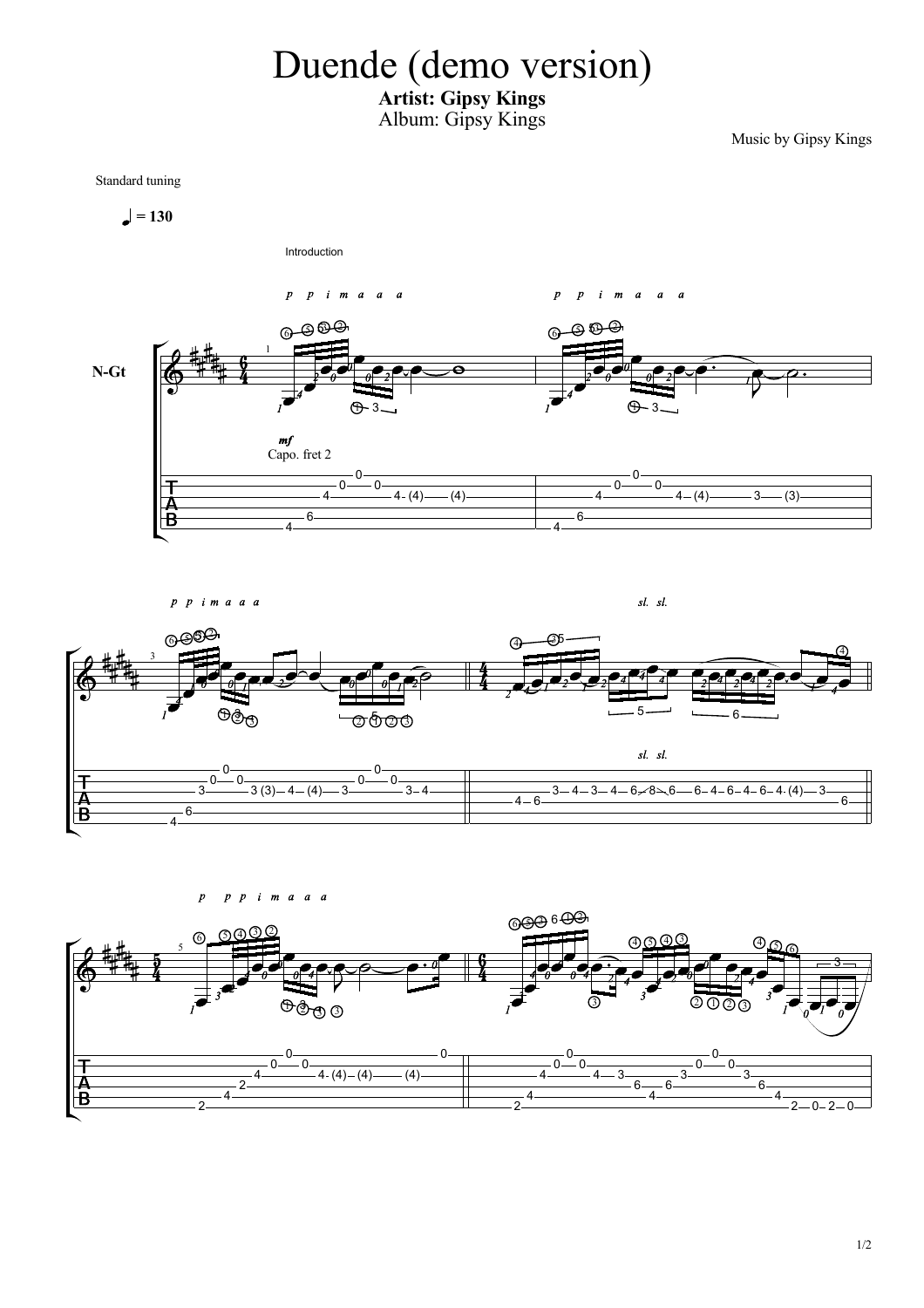# Duende (demo version)

**Artist: Gipsy Kings**

Album: Gipsy Kings

Music by Gipsy Kings

Standard tuning

♩ = 130

Introduction

Capo. fret 2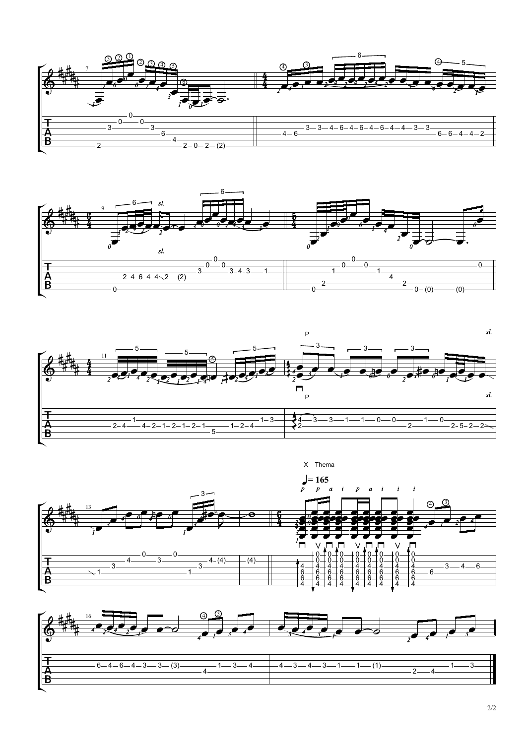X Thema